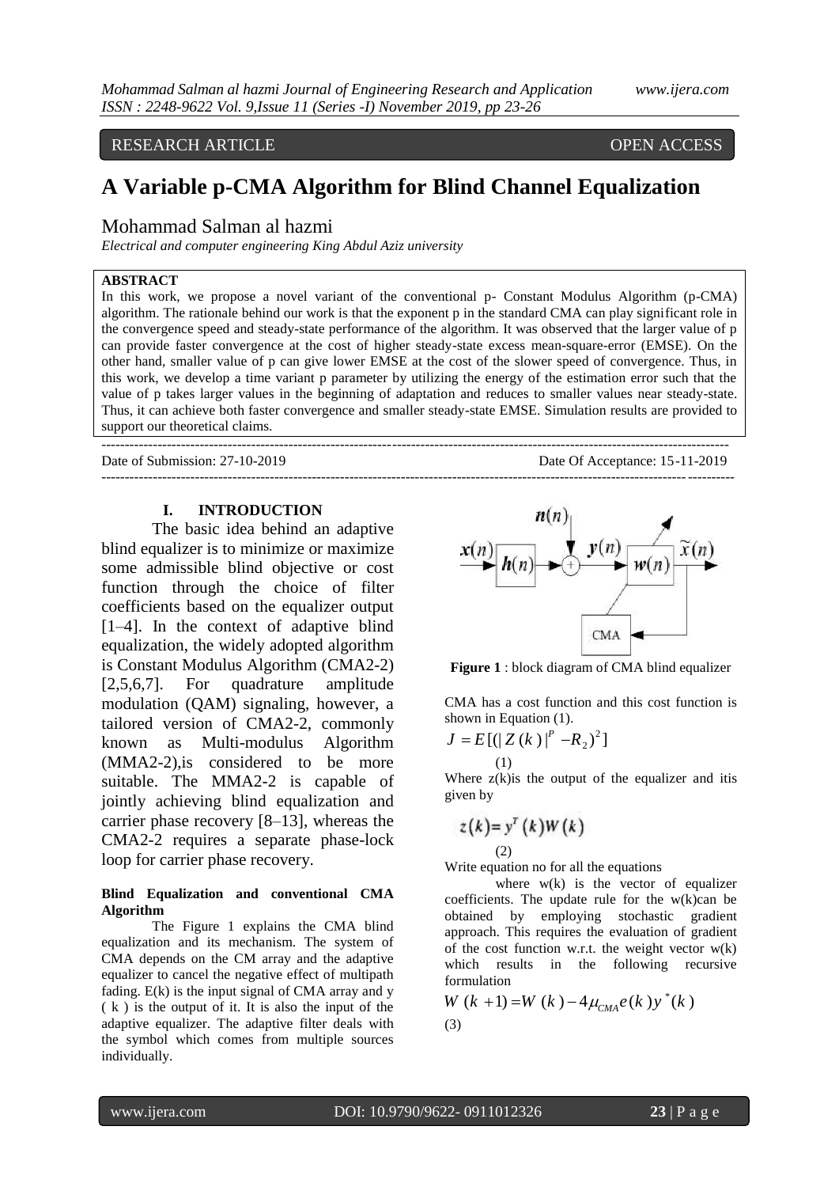RESEARCH ARTICLE OPEN ACCESS

# A Variable p-CMA Algorithm for Blind Channel Equalization

## Mohammad Salman al hazmi

*Electrical and computer engineering King Abdul Aziz university*

**ABSTRACT**

In this work, we propose a novel variant of the conventional p- Constant Modulus Algorithm (p-CMA) algorithm. The rationale behind our work is that the exponent p in the standard CMA can play significant role in the convergence speed and steady-state performance of the algorithm. It was observed that the larger value of p can provide faster convergence at the cost of higher steady-state excess mean-square-error (EMSE). On the other hand, smaller value of p can give lower EMSE at the cost of the slower speed of convergence. Thus, in this work, we develop a time variant p parameter by utilizing the energy of the estimation error such that the value of p takes larger values in the beginning of adaptation and reduces to smaller values near steady-state. Thus, it can achieve both faster convergence and smaller steady-state EMSE. Simulation results are provided to support our theoretical claims.

---

Date of Submission: 27-10-2019 Date Of Acceptance: 15-11-2019

---

## I. INTRODUCTION

The basic idea behind an adaptive blind equalizer is to minimize or maximize some admissible blind objective or cost function through the choice of filter coefficients based on the equalizer output [1–4]. In the context of adaptive blind equalization, the widely adopted algorithm is Constant Modulus Algorithm (CMA2-2) [2,5,6,7]. For quadrature amplitude modulation (QAM) signaling, however, a tailored version of CMA2-2, commonly known as Multi-modulus Algorithm (MMA2-2),is considered to be more suitable. The MMA2-2 is capable of jointly achieving blind equalization and carrier phase recovery [8–13], whereas the CMA2-2 requires a separate phase-lock loop for carrier phase recovery.

#### Blind Equalization and conventional CMA Algorithm

The Figure 1 explains the CMA blind equalization and its mechanism. The system of CMA depends on the CM array and the adaptive equalizer to cancel the negative effect of multipath fading. E(k) is the input signal of CMA array and y ( k ) is the output of it. It is also the input of the adaptive equalizer. The adaptive filter deals with the symbol which comes from multiple sources individually.

**Figure 1** : block diagram of CMA blind equalizer

CMA has a cost function and this cost function is shown in Equation (1).

$$J = E[(|Z(k)|^P - R_2)^2] \quad (1)$$

Where z(k)is the output of the equalizer and itis given by

$$z(k) = y^T(k)W(k) \quad (2)$$

Write equation no for all the equations

where w(k) is the vector of equalizer coefficients. The update rule for the w(k)can be obtained by employing stochastic gradient approach. This requires the evaluation of gradient of the cost function w.r.t. the weight vector w(k) which results in the following recursive formulation

$$W(k+1) = W(k) - 4\mu_{CMA} e(k) y^*(k) \quad (3)$$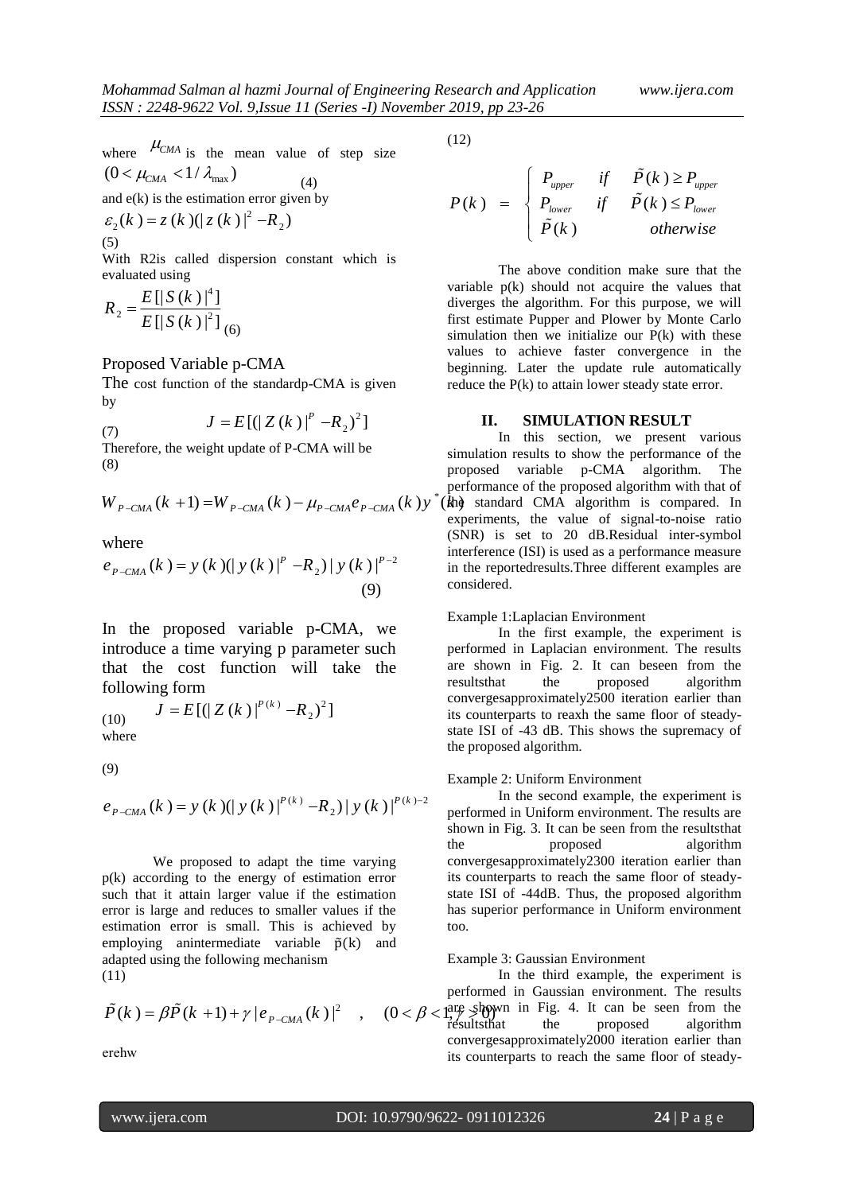where $\mu_{CMA}$ is the mean value of step size $(0 < \mu_{CMA} < 1/\lambda_{\max})$ (4)

and e(k) is the estimation error given by

$$\varepsilon_2(k) = z(k)(|z(k)|^2 - R_2)$$

(5)

With R2is called dispersion constant which is evaluated using

$$R_2 = \frac{E[|S(k)|^4]}{E[|S(k)|^2]} \quad (6)$$

## Proposed Variable p-CMA

The cost function of the standardp-CMA is given by

$$J = E[(|Z(k)|^P - R_2)^2] \quad (7)$$

Therefore, the weight update of P-CMA will be

(8)

$$W_{P-CMA}(k+1) = W_{P-CMA}(k) - \mu_{P-CMA} e_{P-CMA}(k) y^*(k)$$

where

$$e_{P-CMA}(k) = y(k)(|y(k)|^P - R_2)|y(k)|^{P-2} \quad (9)$$

In the proposed variable p-CMA, we introduce a time varying p parameter such that the cost function will take the following form

$$J = E[(|Z(k)|^{P(k)} - R_2)^2] \quad (10)$$

where

(9)

$$e_{P-CMA}(k) = y(k)(|y(k)|^{P(k)} - R_2)|y(k)|^{P(k)-2}$$

We proposed to adapt the time varying p(k) according to the energy of estimation error such that it attain larger value if the estimation error is large and reduces to smaller values if the estimation error is small. This is achieved by employing anintermediate variable p̃(k) and adapted using the following mechanism

(11)

$$\tilde{P}(k) = \beta \tilde{P}(k+1) + \gamma |e_{P-CMA}(k)|^2 \quad , \quad (0 < \beta < 1, \gamma > 0)$$

erehw

(12)

$$P(k) = \begin{cases} P_{upper} & if \quad \tilde{P}(k) \geq P_{upper} \\ P_{lower} & if \quad \tilde{P}(k) \leq P_{lower} \\ \tilde{P}(k) & \quad otherwise \end{cases}$$

The above condition make sure that the variable p(k) should not acquire the values that diverges the algorithm. For this purpose, we will first estimate Pupper and Plower by Monte Carlo simulation then we initialize our P(k) with these values to achieve faster convergence in the beginning. Later the update rule automatically reduce the P(k) to attain lower steady state error.

## II. SIMULATION RESULT

In this section, we present various simulation results to show the performance of the proposed variable p-CMA algorithm. The performance of the proposed algorithm with that of the standard CMA algorithm is compared. In experiments, the value of signal-to-noise ratio (SNR) is set to 20 dB.Residual inter-symbol interference (ISI) is used as a performance measure in the reportedresults.Three different examples are considered.

Example 1:Laplacian Environment

In the first example, the experiment is performed in Laplacian environment. The results are shown in Fig. 2. It can beseen from the resultsthat the proposed algorithm convergesapproximately2500 iteration earlier than its counterparts to reaxh the same floor of steady-state ISI of -43 dB. This shows the supremacy of the proposed algorithm.

Example 2: Uniform Environment

In the second example, the experiment is performed in Uniform environment. The results are shown in Fig. 3. It can be seen from the resultsthat the proposed algorithm convergesapproximately2300 iteration earlier than its counterparts to reach the same floor of steady-state ISI of -44dB. Thus, the proposed algorithm has superior performance in Uniform environment too.

Example 3: Gaussian Environment

In the third example, the experiment is performed in Gaussian environment. The results are shown in Fig. 4. It can be seen from the resultsthat the proposed algorithm convergesapproximately2000 iteration earlier than its counterparts to reach the same floor of steady-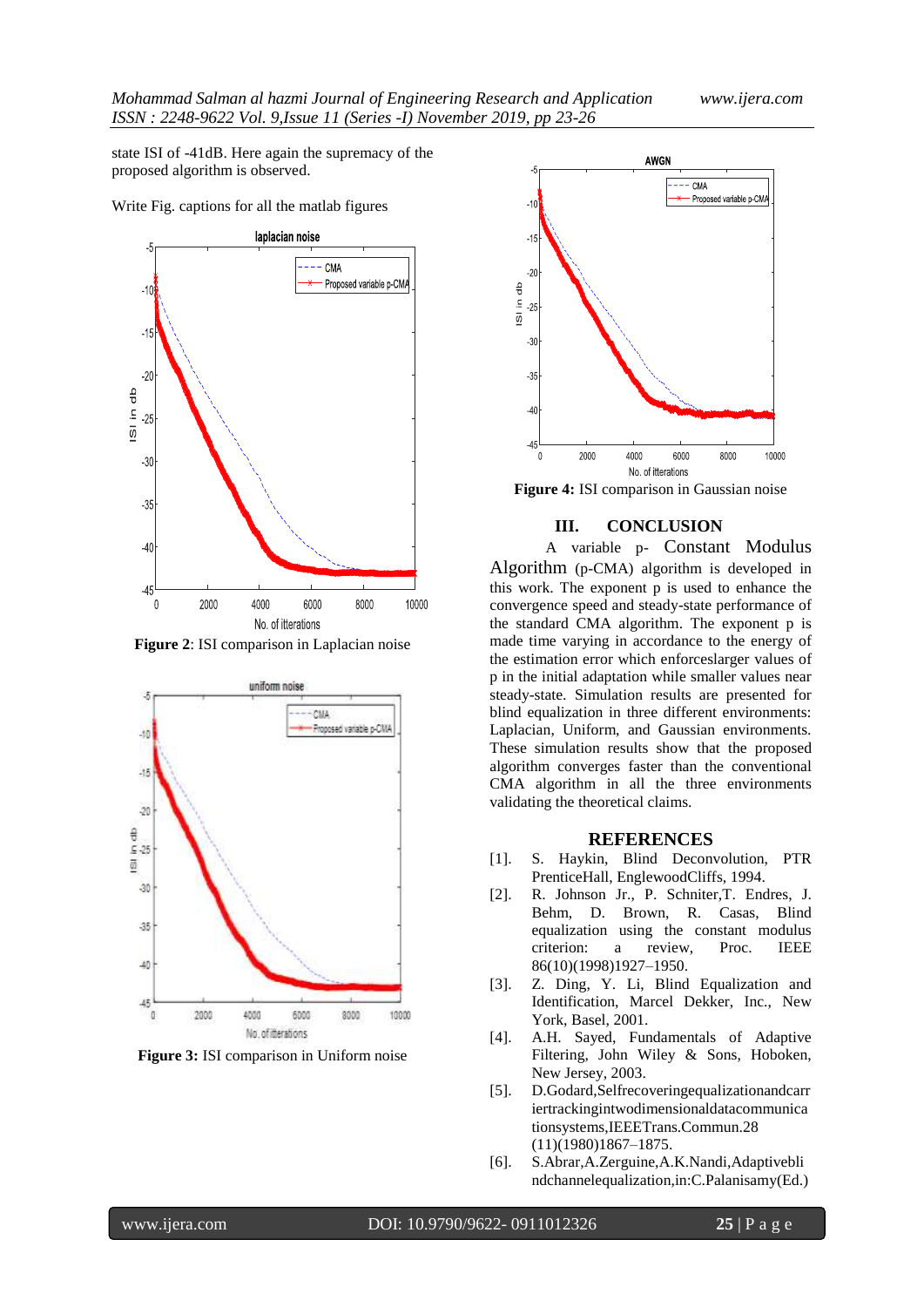state ISI of -41dB. Here again the supremacy of the proposed algorithm is observed.

Write Fig. captions for all the matlab figures

**Figure 2**: ISI comparison in Laplacian noise

**Figure 3:** ISI comparison in Uniform noise

**Figure 4:** ISI comparison in Gaussian noise

## III. CONCLUSION

A variable p- Constant Modulus Algorithm (p-CMA) algorithm is developed in this work. The exponent p is used to enhance the convergence speed and steady-state performance of the standard CMA algorithm. The exponent p is made time varying in accordance to the energy of the estimation error which enforceslarger values of p in the initial adaptation while smaller values near steady-state. Simulation results are presented for blind equalization in three different environments: Laplacian, Uniform, and Gaussian environments. These simulation results show that the proposed algorithm converges faster than the conventional CMA algorithm in all the three environments validating the theoretical claims.

## REFERENCES

[1]. S. Haykin, Blind Deconvolution, PTR PrenticeHall, EnglewoodCliffs, 1994.

[2]. R. Johnson Jr., P. Schniter,T. Endres, J. Behm, D. Brown, R. Casas, Blind equalization using the constant modulus criterion: a review, Proc. IEEE 86(10)(1998)1927–1950.

[3]. Z. Ding, Y. Li, Blind Equalization and Identification, Marcel Dekker, Inc., New York, Basel, 2001.

[4]. A.H. Sayed, Fundamentals of Adaptive Filtering, John Wiley & Sons, Hoboken, New Jersey, 2003.

[5]. D.Godard,Selfrecoveringequalizationandcarriertrackingintwodimensionaldatacommunicationsystems,IEEETrans.Commun.28 (11)(1980)1867–1875.

[6]. S.Abrar,A.Zerguine,A.K.Nandi,Adaptiveblindchannelequalization,in:C.Palanisamy(Ed.)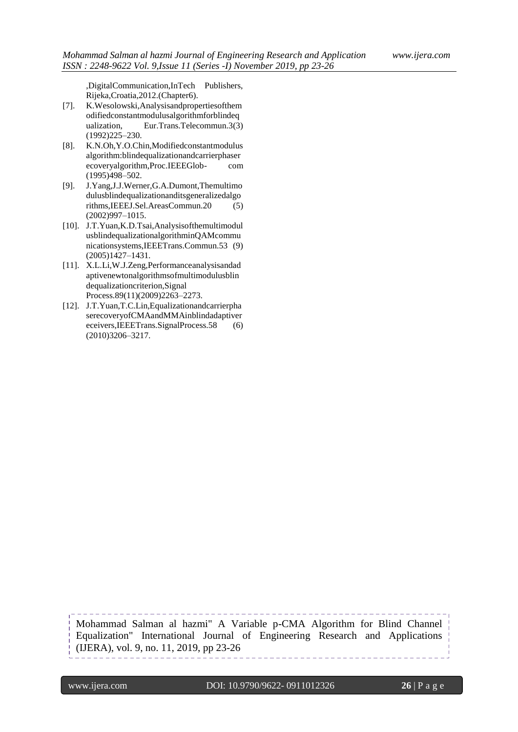,DigitalCommunication,InTech Publishers, Rijeka,Croatia,2012.(Chapter6).

[7]. K.Wesolowski,Analysisandpropertiesofthemodifiedconstantmodulusalgorithmforblindequalization, Eur.Trans.Telecommun.3(3) (1992)225–230.

[8]. K.N.Oh,Y.O.Chin,Modifiedconstantmodulusalgorithm:blindequalizationandcarrierphaserecoveryalgorithm,Proc.IEEEGlob- com (1995)498–502.

[9]. J.Yang,J.J.Werner,G.A.Dumont,Themultimodulusblindequalizationanditsgeneralizedalgorithms,IEEEJ.Sel.AreasCommun.20 (5) (2002)997–1015.

[10]. J.T.Yuan,K.D.Tsai,AnalysisofthemultimodulusblindequalizationalgorithminQAMcommunicationsystems,IEEETrans.Commun.53 (9) (2005)1427–1431.

[11]. X.L.Li,W.J.Zeng,Performanceanalysisandadaptivenewtonalgorithmsofmultimodulusblindequalizationcriterion,Signal Process.89(11)(2009)2263–2273.

[12]. J.T.Yuan,T.C.Lin,EqualizationandcarrierphaserecoveryofCMAandMMAinblindadaptivereceivers,IEEETrans.SignalProcess.58 (6) (2010)3206–3217.

Mohammad Salman al hazmi" A Variable p-CMA Algorithm for Blind Channel Equalization" International Journal of Engineering Research and Applications (IJERA), vol. 9, no. 11, 2019, pp 23-26